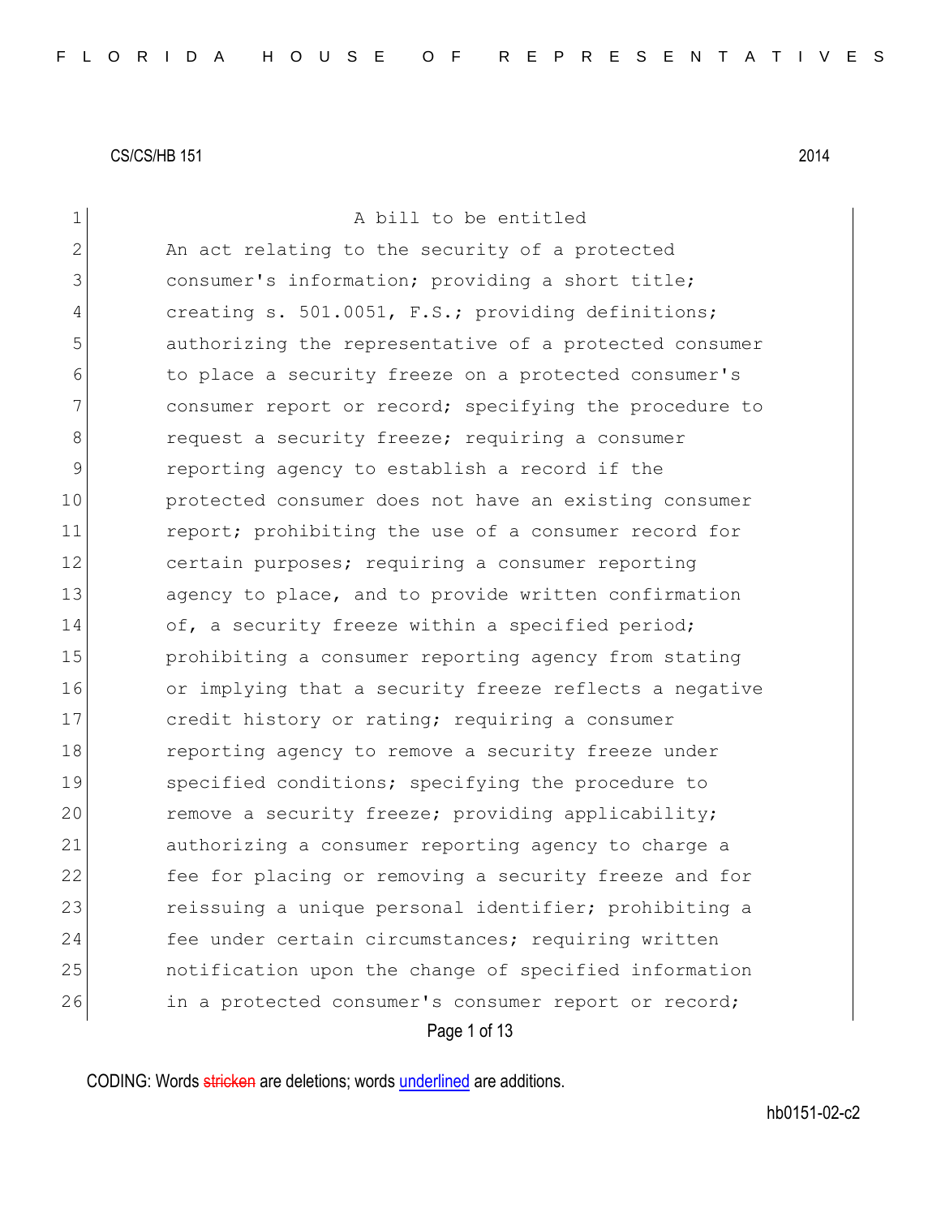CS/CS/HB 151 2014

A bill to be entitled

An act relating to the security of a protected consumer's information; providing a short title; creating s. 501.0051, F.S.; providing definitions; authorizing the representative of a protected consumer to place a security freeze on a protected consumer's consumer report or record; specifying the procedure to request a security freeze; requiring a consumer reporting agency to establish a record if the protected consumer does not have an existing consumer report; prohibiting the use of a consumer record for certain purposes; requiring a consumer reporting agency to place, and to provide written confirmation of, a security freeze within a specified period; prohibiting a consumer reporting agency from stating or implying that a security freeze reflects a negative credit history or rating; requiring a consumer reporting agency to remove a security freeze under specified conditions; specifying the procedure to remove a security freeze; providing applicability; authorizing a consumer reporting agency to charge a fee for placing or removing a security freeze and for reissuing a unique personal identifier; prohibiting a fee under certain circumstances; requiring written notification upon the change of specified information in a protected consumer's consumer report or record;

CODING: Words stricken are deletions; words underlined are additions.

hb0151-02-c2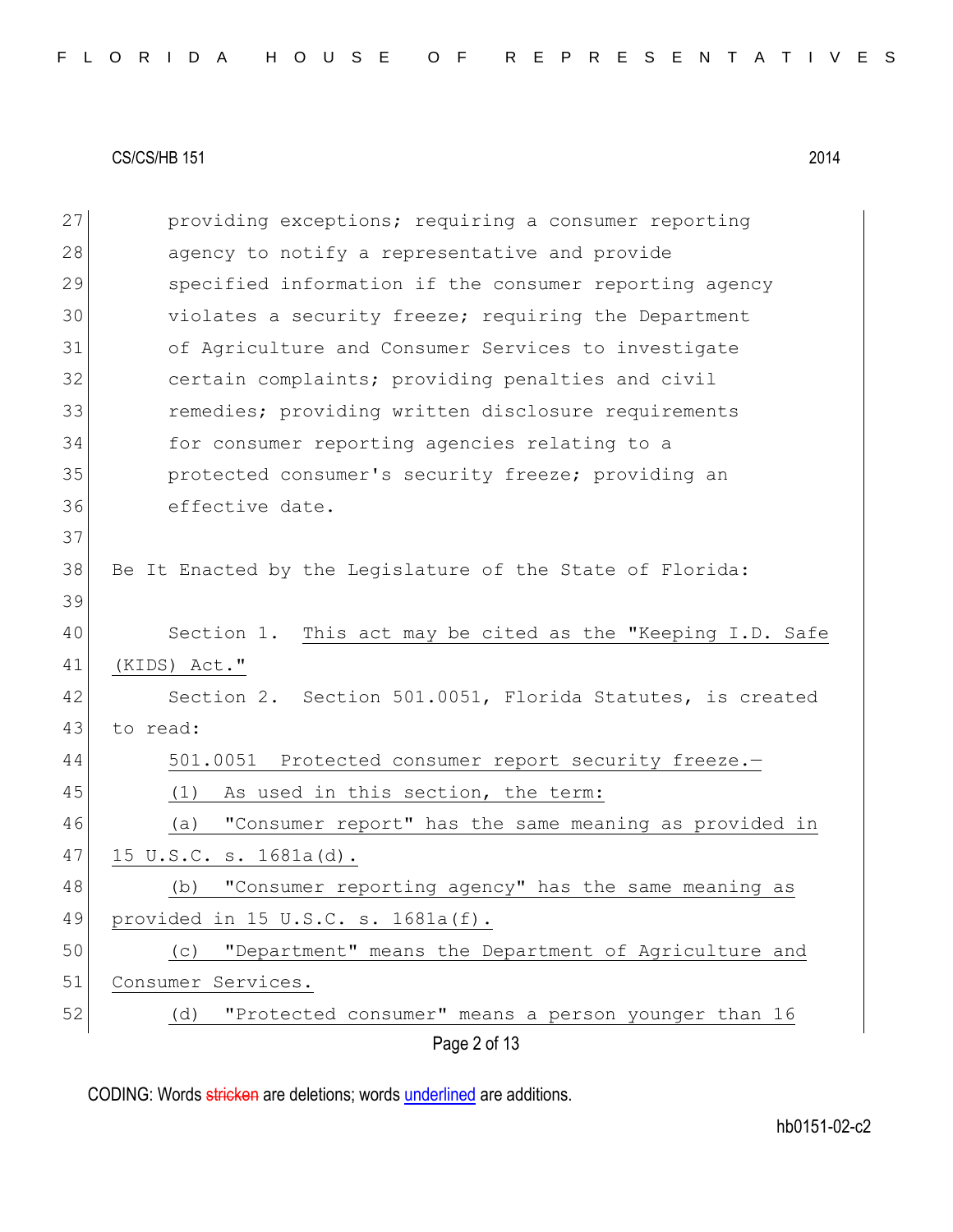providing exceptions; requiring a consumer reporting agency to notify a representative and provide specified information if the consumer reporting agency violates a security freeze; requiring the Department of Agriculture and Consumer Services to investigate certain complaints; providing penalties and civil remedies; providing written disclosure requirements for consumer reporting agencies relating to a protected consumer's security freeze; providing an effective date.

Be It Enacted by the Legislature of the State of Florida:

Section 1. This act may be cited as the "Keeping I.D. Safe (KIDS) Act."

Section 2. Section 501.0051, Florida Statutes, is created to read:

501.0051 Protected consumer report security freeze.—

(1) As used in this section, the term:

(a) "Consumer report" has the same meaning as provided in 15 U.S.C. s. 1681a(d).

(b) "Consumer reporting agency" has the same meaning as provided in 15 U.S.C. s. 1681a(f).

(c) "Department" means the Department of Agriculture and Consumer Services.

(d) "Protected consumer" means a person younger than 16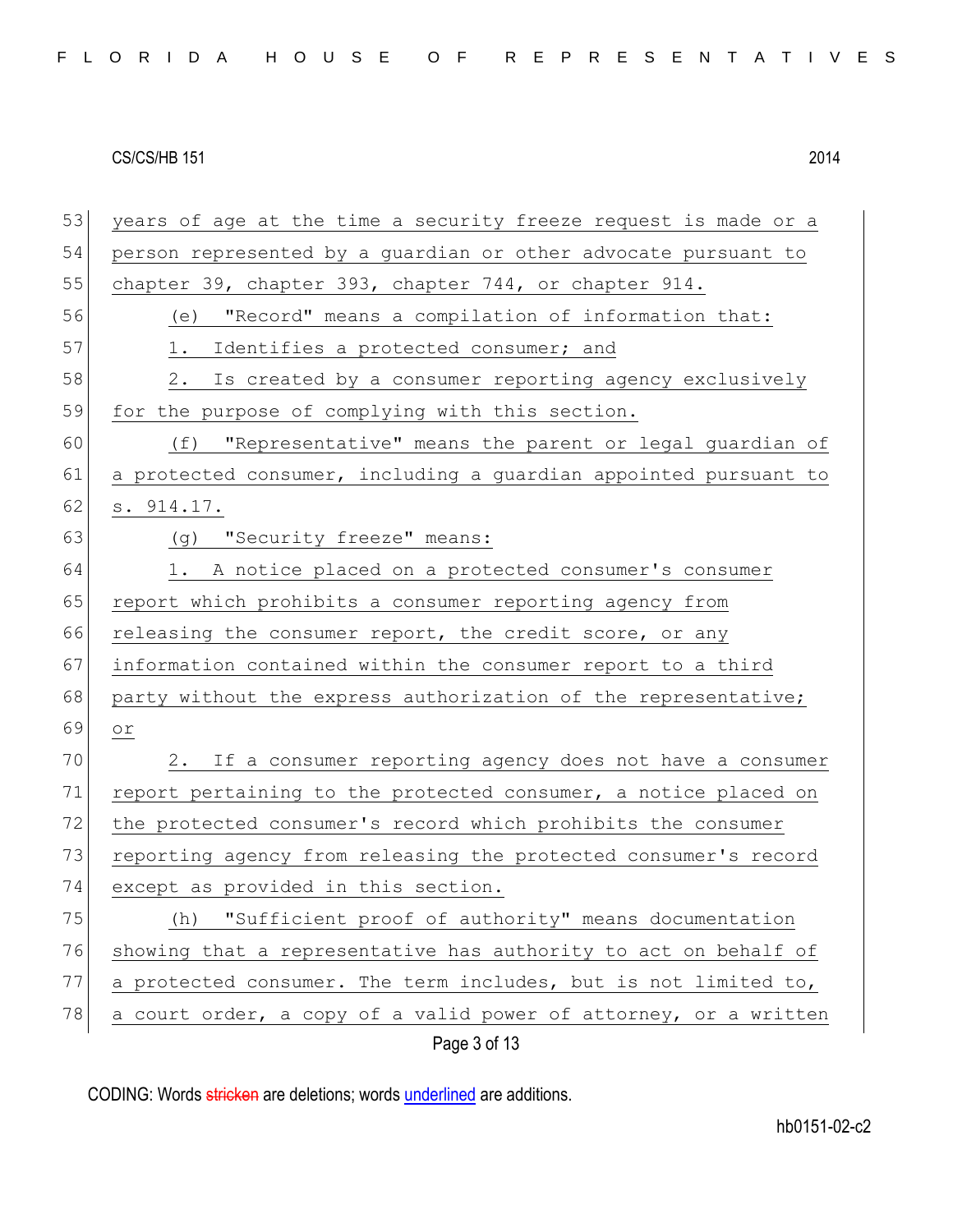years of age at the time a security freeze request is made or a person represented by a guardian or other advocate pursuant to chapter 39, chapter 393, chapter 744, or chapter 914.

(e) "Record" means a compilation of information that:

1. Identifies a protected consumer; and

2. Is created by a consumer reporting agency exclusively for the purpose of complying with this section.

(f) "Representative" means the parent or legal guardian of a protected consumer, including a guardian appointed pursuant to s. 914.17.

(g) "Security freeze" means:

1. A notice placed on a protected consumer's consumer report which prohibits a consumer reporting agency from releasing the consumer report, the credit score, or any information contained within the consumer report to a third party without the express authorization of the representative; or

2. If a consumer reporting agency does not have a consumer report pertaining to the protected consumer, a notice placed on the protected consumer's record which prohibits the consumer reporting agency from releasing the protected consumer's record except as provided in this section.

(h) "Sufficient proof of authority" means documentation showing that a representative has authority to act on behalf of a protected consumer. The term includes, but is not limited to, a court order, a copy of a valid power of attorney, or a written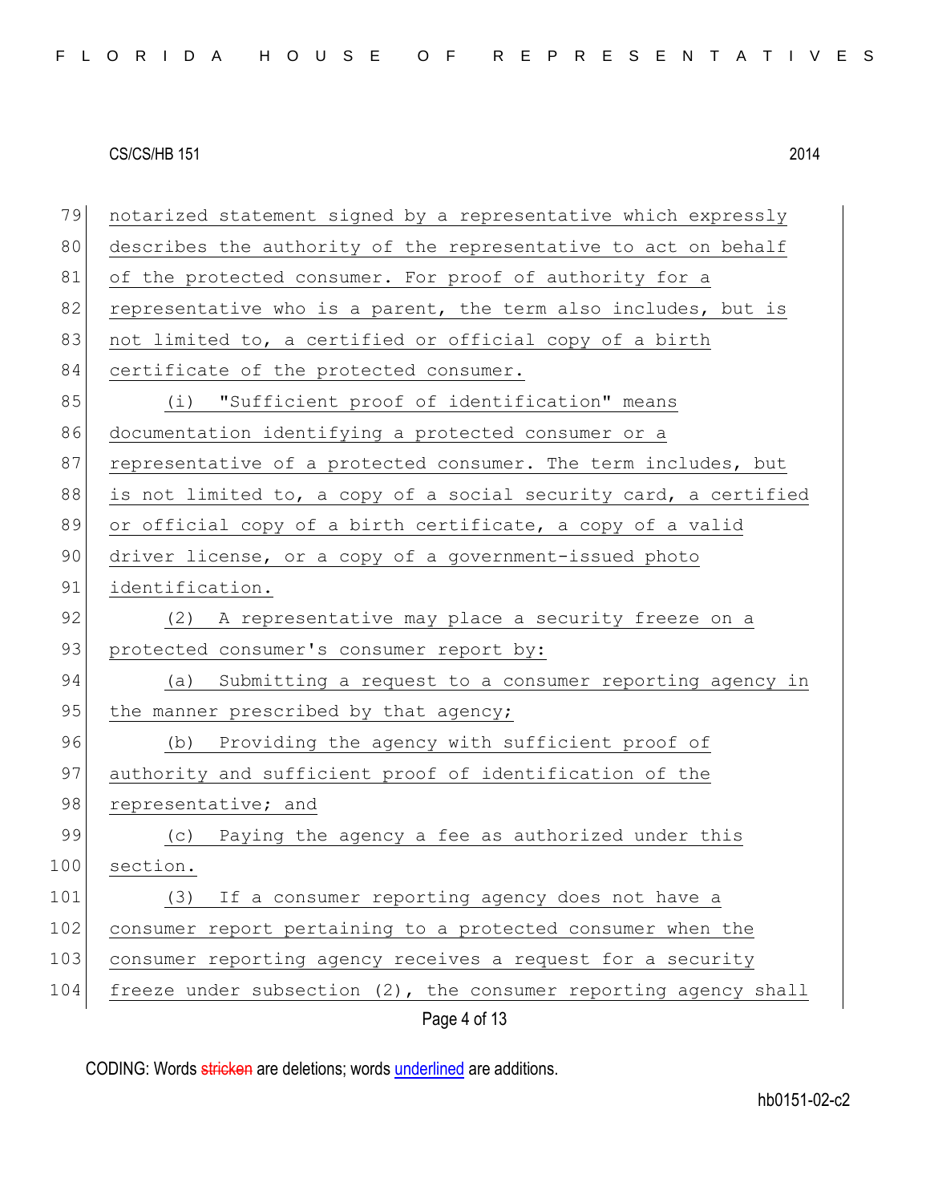notarized statement signed by a representative which expressly describes the authority of the representative to act on behalf of the protected consumer. For proof of authority for a representative who is a parent, the term also includes, but is not limited to, a certified or official copy of a birth certificate of the protected consumer.

(i) "Sufficient proof of identification" means documentation identifying a protected consumer or a representative of a protected consumer. The term includes, but is not limited to, a copy of a social security card, a certified or official copy of a birth certificate, a copy of a valid driver license, or a copy of a government-issued photo identification.

(2) A representative may place a security freeze on a protected consumer's consumer report by:

(a) Submitting a request to a consumer reporting agency in the manner prescribed by that agency;

(b) Providing the agency with sufficient proof of authority and sufficient proof of identification of the representative; and

(c) Paying the agency a fee as authorized under this section.

(3) If a consumer reporting agency does not have a consumer report pertaining to a protected consumer when the consumer reporting agency receives a request for a security freeze under subsection (2), the consumer reporting agency shall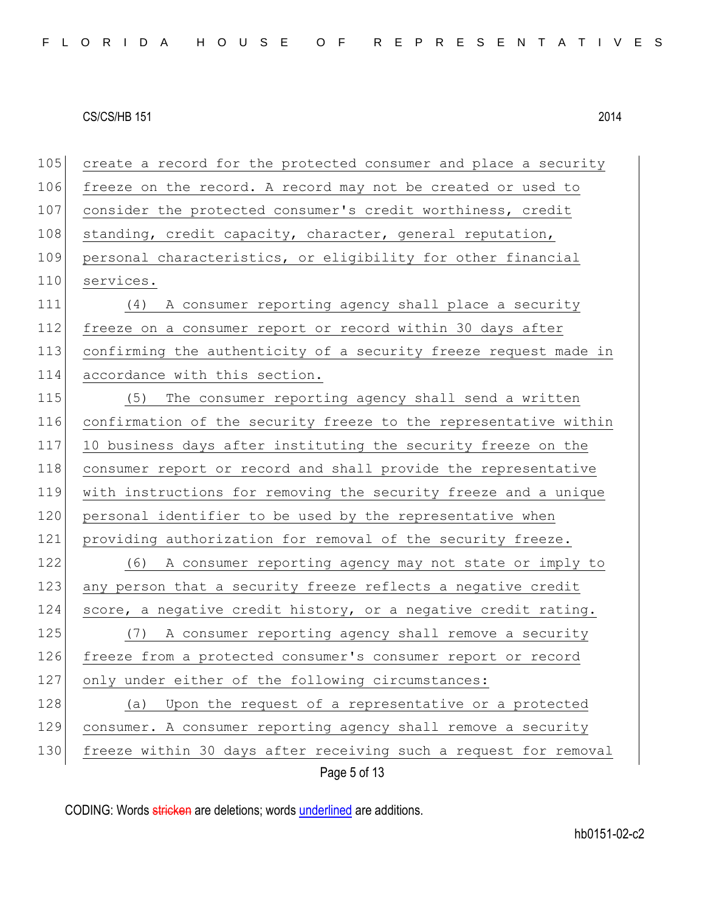create a record for the protected consumer and place a security freeze on the record. A record may not be created or used to consider the protected consumer's credit worthiness, credit standing, credit capacity, character, general reputation, personal characteristics, or eligibility for other financial services.

(4) A consumer reporting agency shall place a security freeze on a consumer report or record within 30 days after confirming the authenticity of a security freeze request made in accordance with this section.

(5) The consumer reporting agency shall send a written confirmation of the security freeze to the representative within 10 business days after instituting the security freeze on the consumer report or record and shall provide the representative with instructions for removing the security freeze and a unique personal identifier to be used by the representative when providing authorization for removal of the security freeze.

(6) A consumer reporting agency may not state or imply to any person that a security freeze reflects a negative credit score, a negative credit history, or a negative credit rating.

(7) A consumer reporting agency shall remove a security freeze from a protected consumer's consumer report or record only under either of the following circumstances:

(a) Upon the request of a representative or a protected consumer. A consumer reporting agency shall remove a security freeze within 30 days after receiving such a request for removal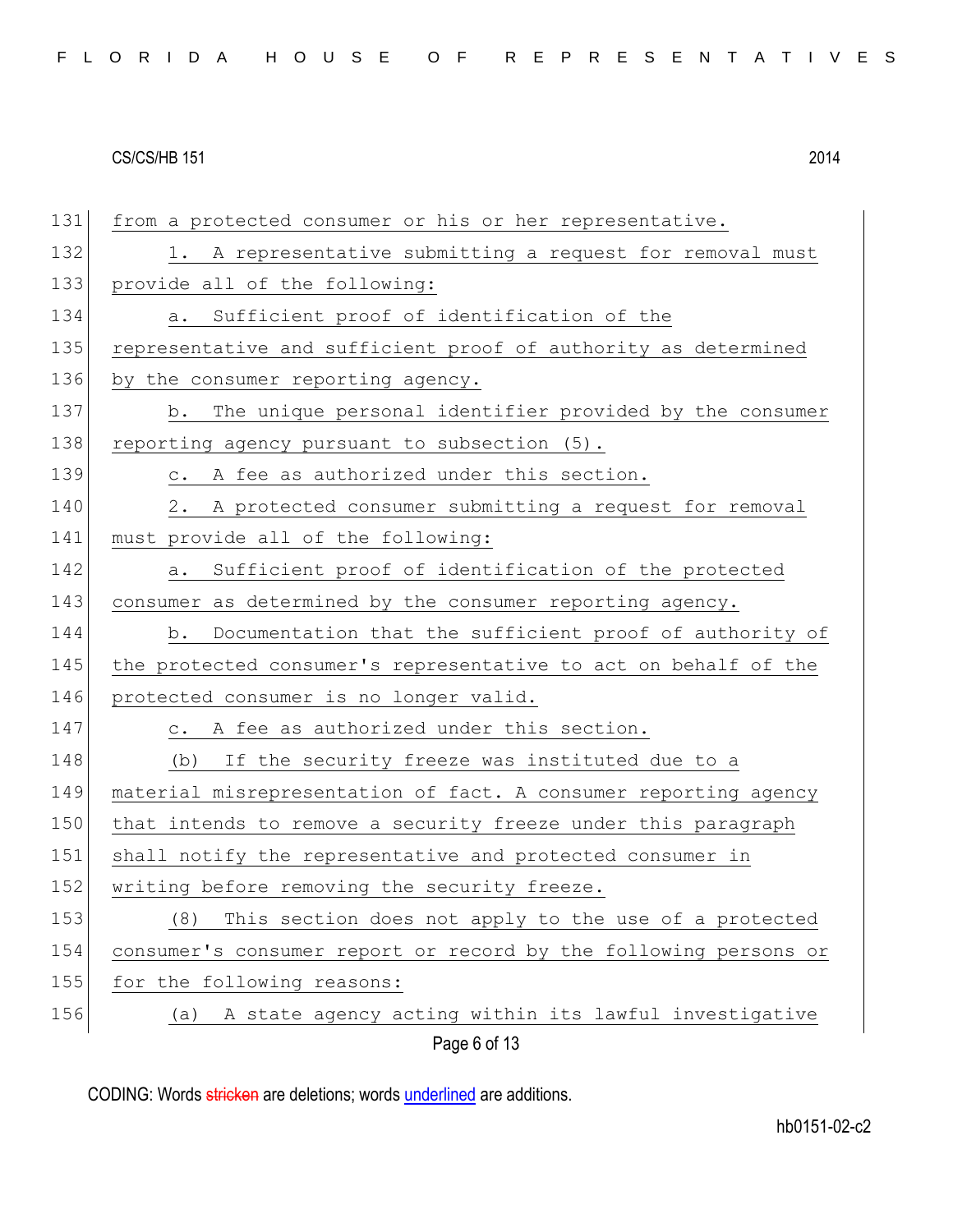from a protected consumer or his or her representative.

1. A representative submitting a request for removal must provide all of the following:

a. Sufficient proof of identification of the representative and sufficient proof of authority as determined by the consumer reporting agency.

b. The unique personal identifier provided by the consumer reporting agency pursuant to subsection (5).

c. A fee as authorized under this section.

2. A protected consumer submitting a request for removal must provide all of the following:

a. Sufficient proof of identification of the protected consumer as determined by the consumer reporting agency.

b. Documentation that the sufficient proof of authority of the protected consumer's representative to act on behalf of the protected consumer is no longer valid.

c. A fee as authorized under this section.

(b) If the security freeze was instituted due to a material misrepresentation of fact. A consumer reporting agency that intends to remove a security freeze under this paragraph shall notify the representative and protected consumer in writing before removing the security freeze.

(8) This section does not apply to the use of a protected consumer's consumer report or record by the following persons or for the following reasons:

(a) A state agency acting within its lawful investigative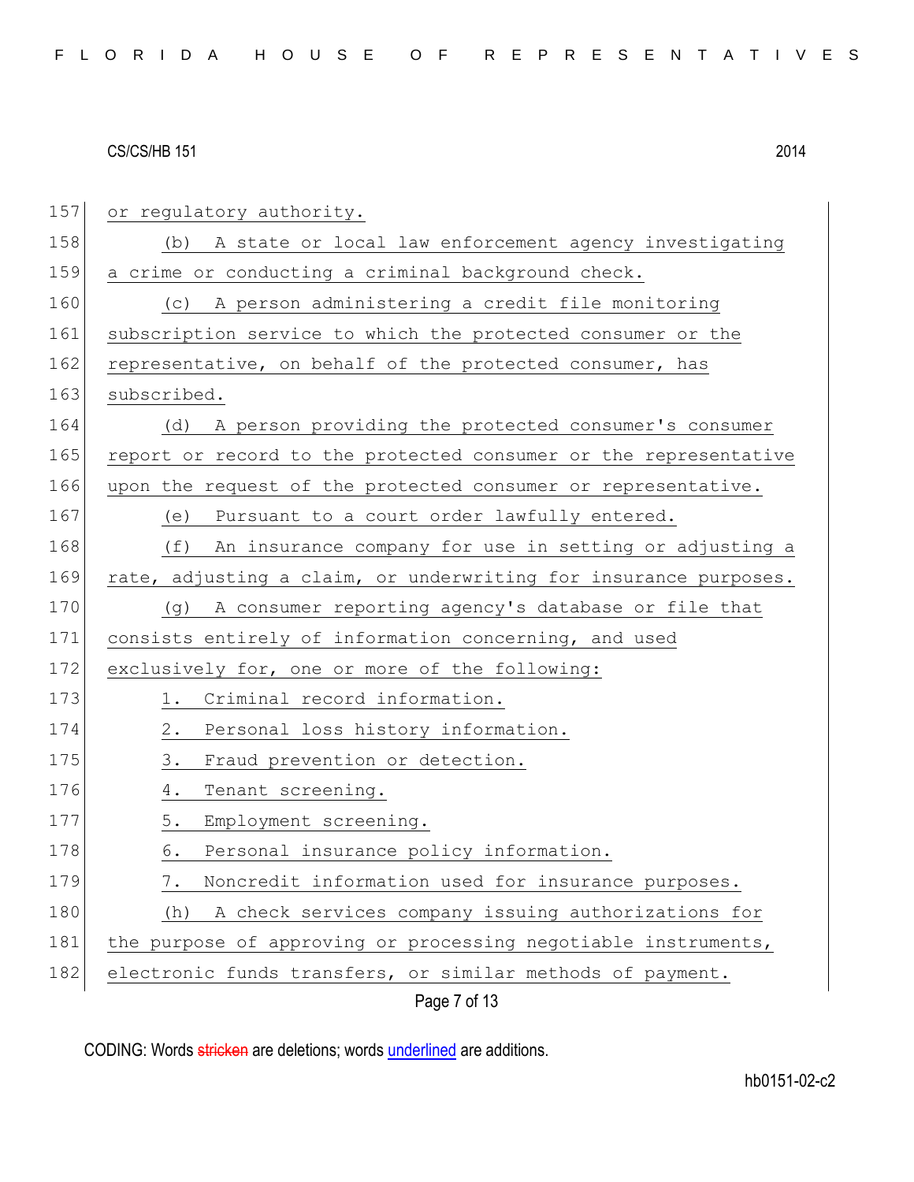or regulatory authority.

(b) A state or local law enforcement agency investigating a crime or conducting a criminal background check.

(c) A person administering a credit file monitoring subscription service to which the protected consumer or the representative, on behalf of the protected consumer, has subscribed.

(d) A person providing the protected consumer's consumer report or record to the protected consumer or the representative upon the request of the protected consumer or representative.

(e) Pursuant to a court order lawfully entered.

(f) An insurance company for use in setting or adjusting a rate, adjusting a claim, or underwriting for insurance purposes.

(g) A consumer reporting agency's database or file that consists entirely of information concerning, and used exclusively for, one or more of the following:

1. Criminal record information.
2. Personal loss history information.
3. Fraud prevention or detection.
4. Tenant screening.
5. Employment screening.
6. Personal insurance policy information.
7. Noncredit information used for insurance purposes.

(h) A check services company issuing authorizations for the purpose of approving or processing negotiable instruments, electronic funds transfers, or similar methods of payment.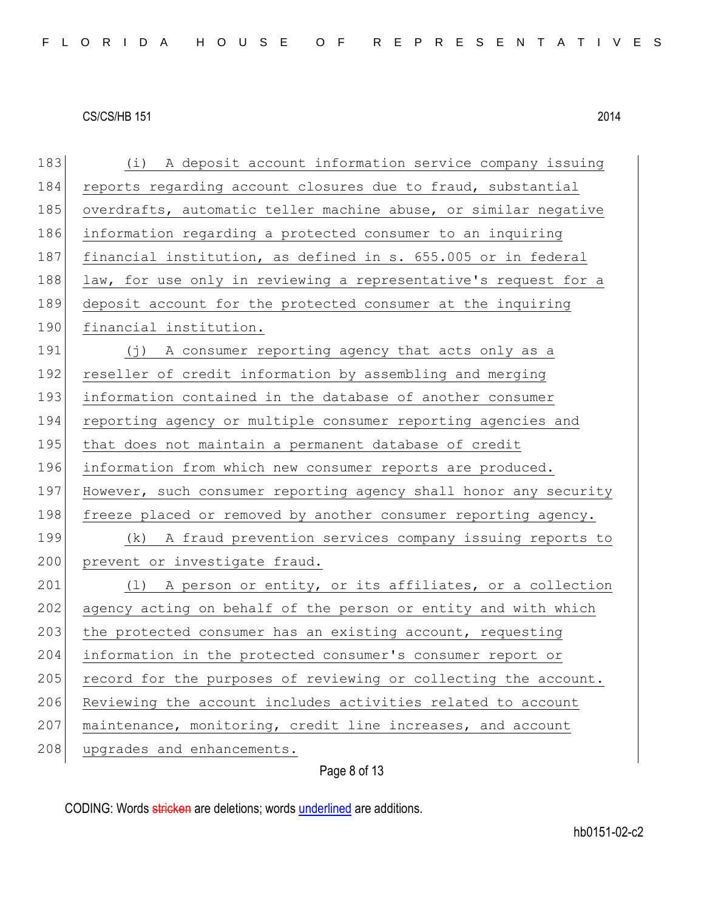(i) A deposit account information service company issuing reports regarding account closures due to fraud, substantial overdrafts, automatic teller machine abuse, or similar negative information regarding a protected consumer to an inquiring financial institution, as defined in s. 655.005 or in federal law, for use only in reviewing a representative's request for a deposit account for the protected consumer at the inquiring financial institution.

(j) A consumer reporting agency that acts only as a reseller of credit information by assembling and merging information contained in the database of another consumer reporting agency or multiple consumer reporting agencies and that does not maintain a permanent database of credit information from which new consumer reports are produced. However, such consumer reporting agency shall honor any security freeze placed or removed by another consumer reporting agency.

(k) A fraud prevention services company issuing reports to prevent or investigate fraud.

(l) A person or entity, or its affiliates, or a collection agency acting on behalf of the person or entity and with which the protected consumer has an existing account, requesting information in the protected consumer's consumer report or record for the purposes of reviewing or collecting the account. Reviewing the account includes activities related to account maintenance, monitoring, credit line increases, and account upgrades and enhancements.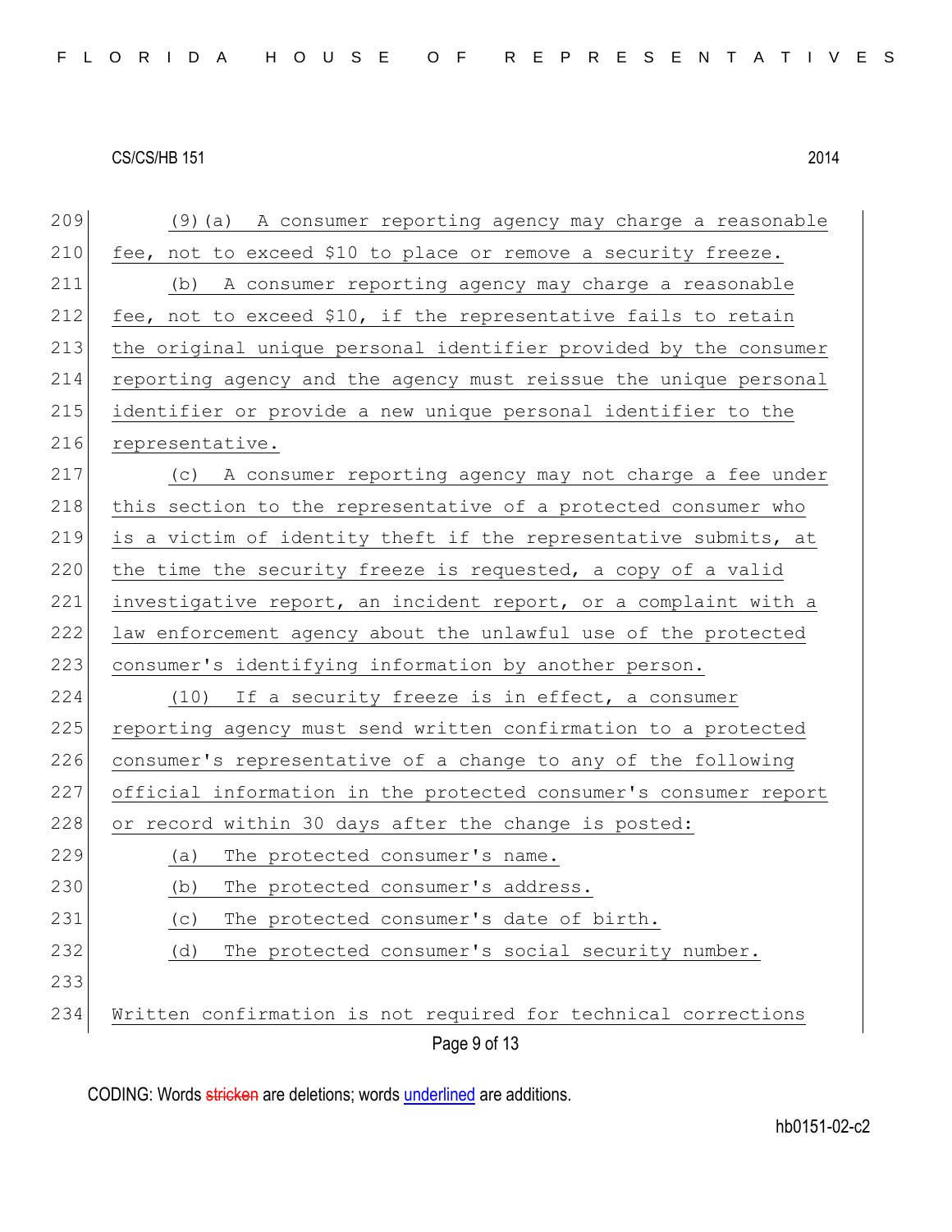(9)(a) A consumer reporting agency may charge a reasonable fee, not to exceed $10 to place or remove a security freeze.

(b) A consumer reporting agency may charge a reasonable fee, not to exceed $10, if the representative fails to retain the original unique personal identifier provided by the consumer reporting agency and the agency must reissue the unique personal identifier or provide a new unique personal identifier to the representative.

(c) A consumer reporting agency may not charge a fee under this section to the representative of a protected consumer who is a victim of identity theft if the representative submits, at the time the security freeze is requested, a copy of a valid investigative report, an incident report, or a complaint with a law enforcement agency about the unlawful use of the protected consumer's identifying information by another person.

(10) If a security freeze is in effect, a consumer reporting agency must send written confirmation to a protected consumer's representative of a change to any of the following official information in the protected consumer's consumer report or record within 30 days after the change is posted:

(a) The protected consumer's name.

(b) The protected consumer's address.

(c) The protected consumer's date of birth.

(d) The protected consumer's social security number.

Written confirmation is not required for technical corrections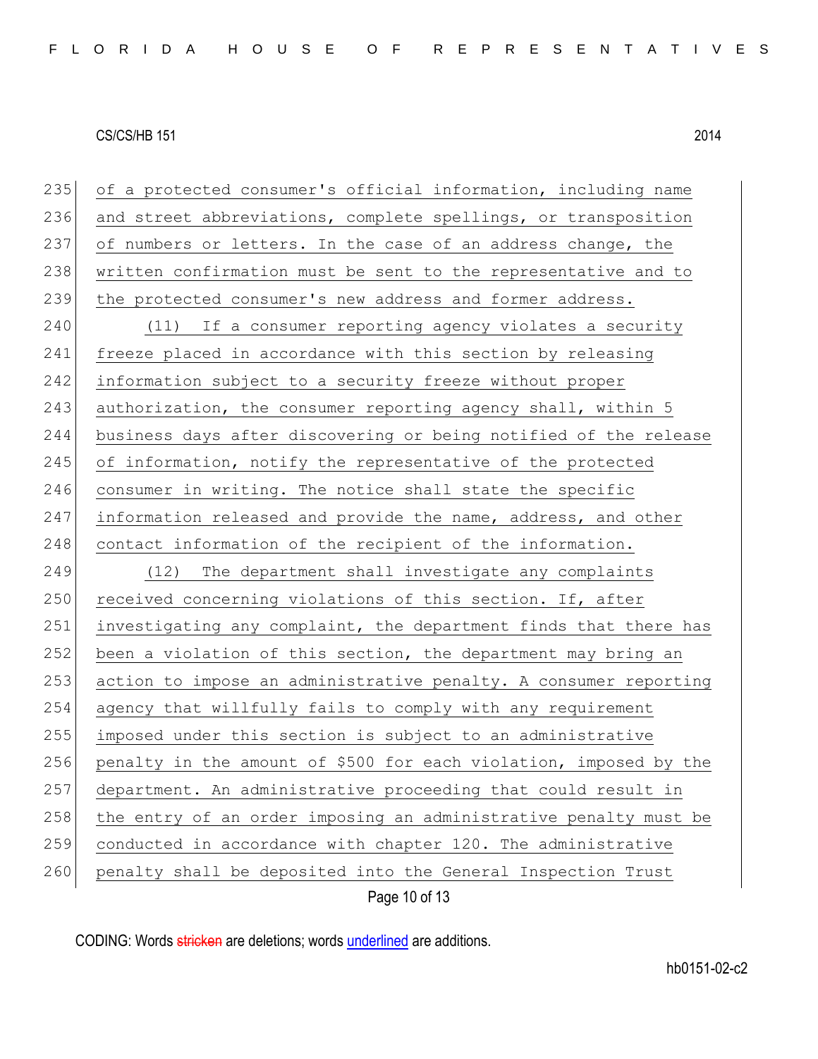of a protected consumer's official information, including name and street abbreviations, complete spellings, or transposition of numbers or letters. In the case of an address change, the written confirmation must be sent to the representative and to the protected consumer's new address and former address.

(11) If a consumer reporting agency violates a security freeze placed in accordance with this section by releasing information subject to a security freeze without proper authorization, the consumer reporting agency shall, within 5 business days after discovering or being notified of the release of information, notify the representative of the protected consumer in writing. The notice shall state the specific information released and provide the name, address, and other contact information of the recipient of the information.

(12) The department shall investigate any complaints received concerning violations of this section. If, after investigating any complaint, the department finds that there has been a violation of this section, the department may bring an action to impose an administrative penalty. A consumer reporting agency that willfully fails to comply with any requirement imposed under this section is subject to an administrative penalty in the amount of $500 for each violation, imposed by the department. An administrative proceeding that could result in the entry of an order imposing an administrative penalty must be conducted in accordance with chapter 120. The administrative penalty shall be deposited into the General Inspection Trust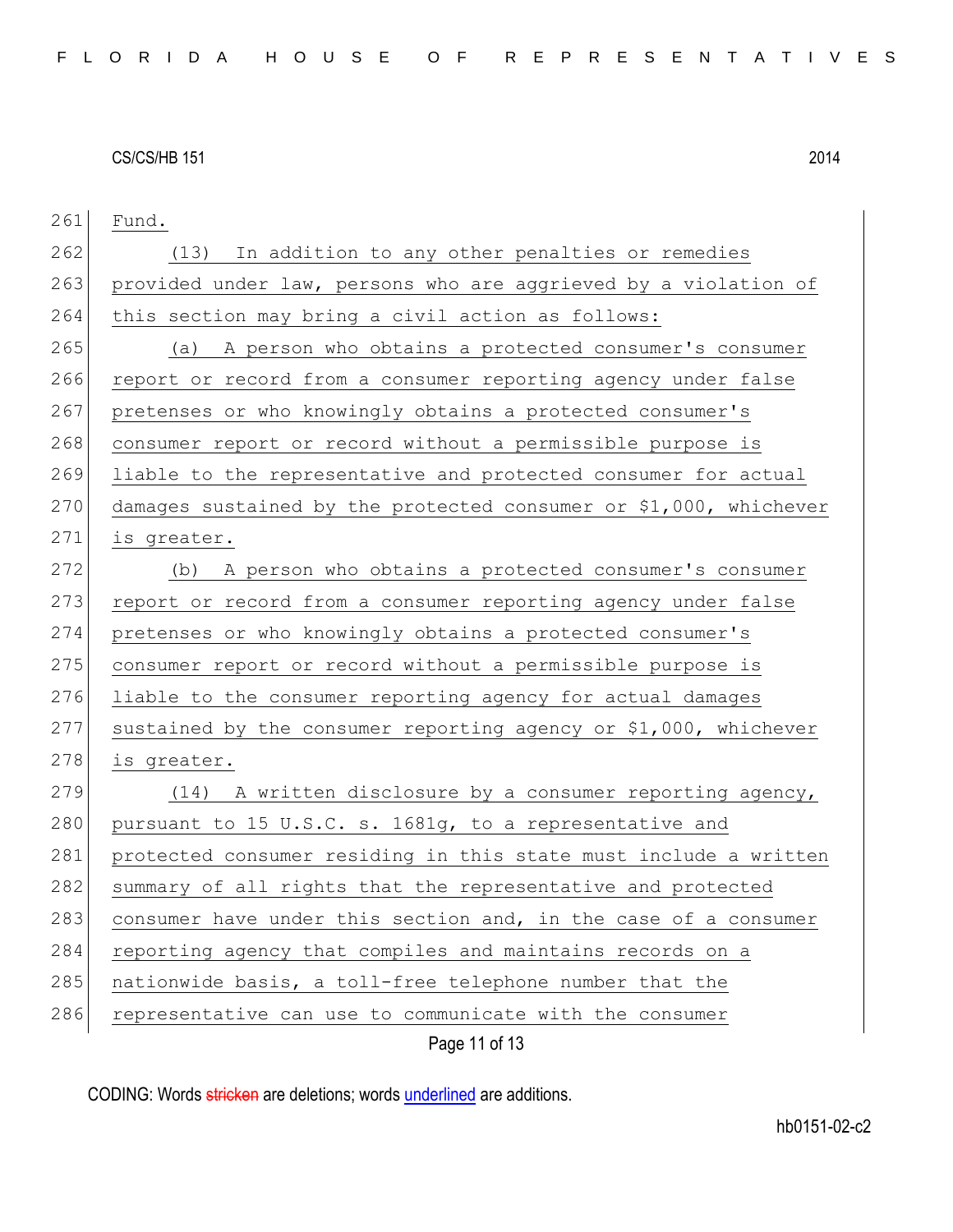Fund.

(13) In addition to any other penalties or remedies provided under law, persons who are aggrieved by a violation of this section may bring a civil action as follows:

(a) A person who obtains a protected consumer's consumer report or record from a consumer reporting agency under false pretenses or who knowingly obtains a protected consumer's consumer report or record without a permissible purpose is liable to the representative and protected consumer for actual damages sustained by the protected consumer or $1,000, whichever is greater.

(b) A person who obtains a protected consumer's consumer report or record from a consumer reporting agency under false pretenses or who knowingly obtains a protected consumer's consumer report or record without a permissible purpose is liable to the consumer reporting agency for actual damages sustained by the consumer reporting agency or $1,000, whichever is greater.

(14) A written disclosure by a consumer reporting agency, pursuant to 15 U.S.C. s. 1681g, to a representative and protected consumer residing in this state must include a written summary of all rights that the representative and protected consumer have under this section and, in the case of a consumer reporting agency that compiles and maintains records on a nationwide basis, a toll-free telephone number that the representative can use to communicate with the consumer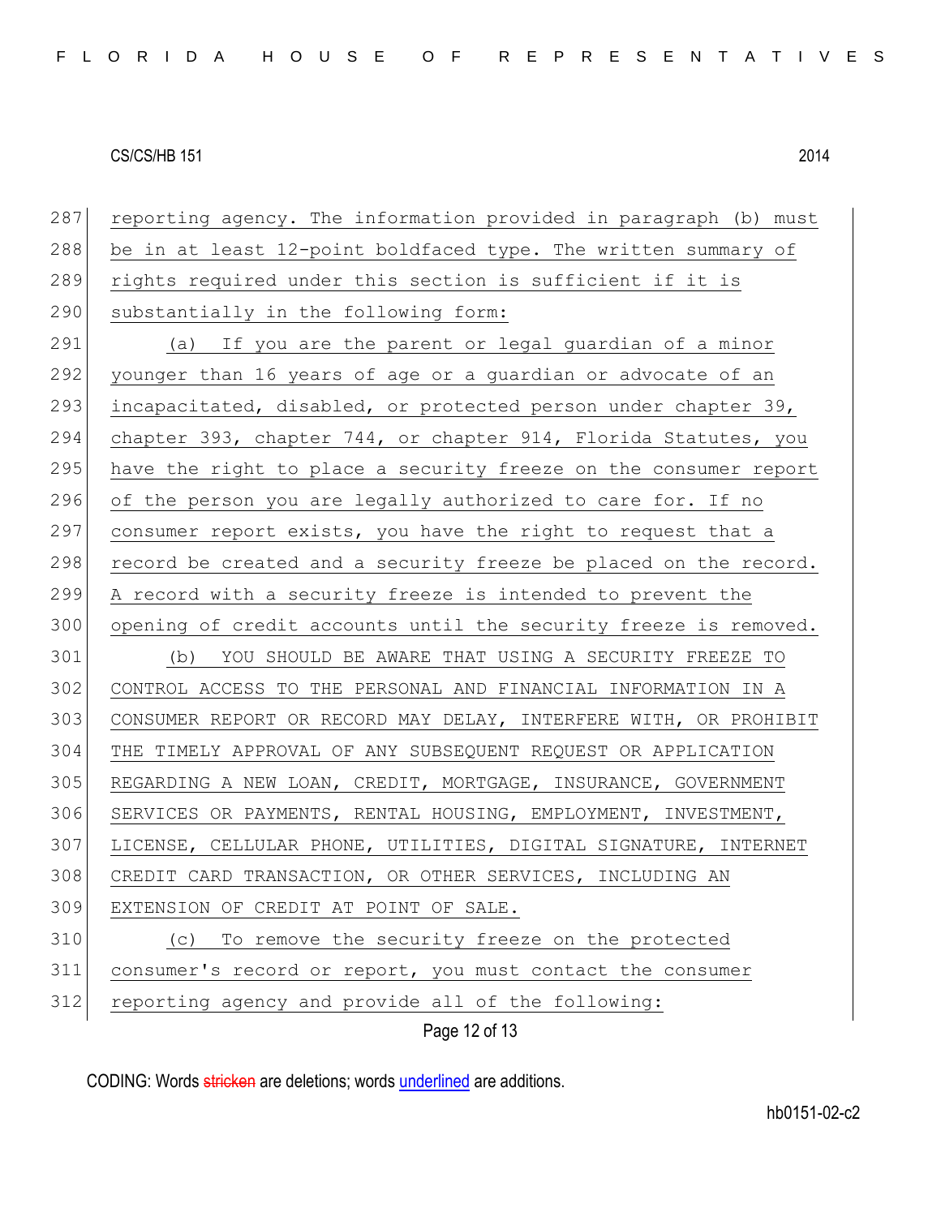reporting agency. The information provided in paragraph (b) must be in at least 12-point boldfaced type. The written summary of rights required under this section is sufficient if it is substantially in the following form:

(a) If you are the parent or legal guardian of a minor younger than 16 years of age or a guardian or advocate of an incapacitated, disabled, or protected person under chapter 39, chapter 393, chapter 744, or chapter 914, Florida Statutes, you have the right to place a security freeze on the consumer report of the person you are legally authorized to care for. If no consumer report exists, you have the right to request that a record be created and a security freeze be placed on the record. A record with a security freeze is intended to prevent the opening of credit accounts until the security freeze is removed.

(b) YOU SHOULD BE AWARE THAT USING A SECURITY FREEZE TO CONTROL ACCESS TO THE PERSONAL AND FINANCIAL INFORMATION IN A CONSUMER REPORT OR RECORD MAY DELAY, INTERFERE WITH, OR PROHIBIT THE TIMELY APPROVAL OF ANY SUBSEQUENT REQUEST OR APPLICATION REGARDING A NEW LOAN, CREDIT, MORTGAGE, INSURANCE, GOVERNMENT SERVICES OR PAYMENTS, RENTAL HOUSING, EMPLOYMENT, INVESTMENT, LICENSE, CELLULAR PHONE, UTILITIES, DIGITAL SIGNATURE, INTERNET CREDIT CARD TRANSACTION, OR OTHER SERVICES, INCLUDING AN EXTENSION OF CREDIT AT POINT OF SALE.

(c) To remove the security freeze on the protected consumer's record or report, you must contact the consumer reporting agency and provide all of the following: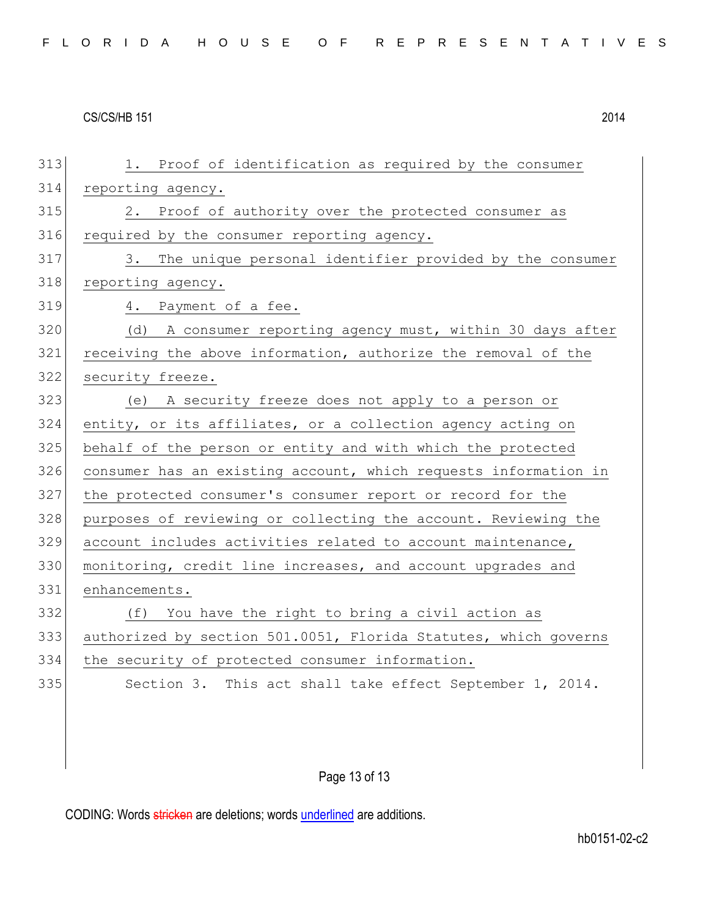313 1. Proof of identification as required by the consumer
314 reporting agency.
315 2. Proof of authority over the protected consumer as
316 required by the consumer reporting agency.
317 3. The unique personal identifier provided by the consumer
318 reporting agency.
319 4. Payment of a fee.
320 (d) A consumer reporting agency must, within 30 days after
321 receiving the above information, authorize the removal of the
322 security freeze.
323 (e) A security freeze does not apply to a person or
324 entity, or its affiliates, or a collection agency acting on
325 behalf of the person or entity and with which the protected
326 consumer has an existing account, which requests information in
327 the protected consumer's consumer report or record for the
328 purposes of reviewing or collecting the account. Reviewing the
329 account includes activities related to account maintenance,
330 monitoring, credit line increases, and account upgrades and
331 enhancements.
332 (f) You have the right to bring a civil action as
333 authorized by section 501.0051, Florida Statutes, which governs
334 the security of protected consumer information.
335 Section 3. This act shall take effect September 1, 2014.

CODING: Words stricken are deletions; words underlined are additions.

hb0151-02-c2